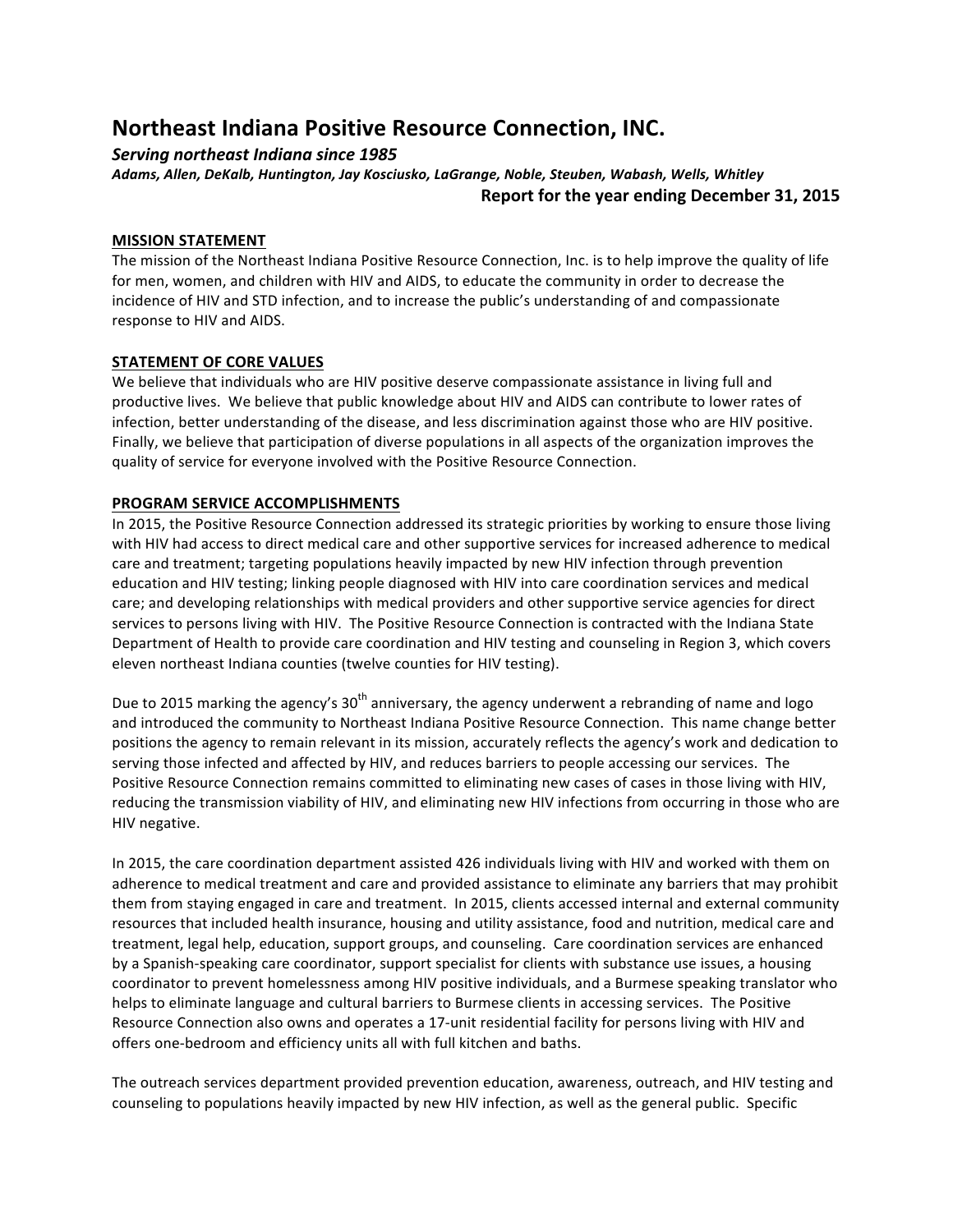# Northeast Indiana Positive Resource Connection, INC.

***Serving northeast Indiana since 1985***

***Adams, Allen, DeKalb, Huntington, Jay Kosciusko, LaGrange, Noble, Steuben, Wabash, Wells, Whitley***

**Report for the year ending December 31, 2015**

## MISSION STATEMENT

The mission of the Northeast Indiana Positive Resource Connection, Inc. is to help improve the quality of life for men, women, and children with HIV and AIDS, to educate the community in order to decrease the incidence of HIV and STD infection, and to increase the public's understanding of and compassionate response to HIV and AIDS.

## STATEMENT OF CORE VALUES

We believe that individuals who are HIV positive deserve compassionate assistance in living full and productive lives. We believe that public knowledge about HIV and AIDS can contribute to lower rates of infection, better understanding of the disease, and less discrimination against those who are HIV positive. Finally, we believe that participation of diverse populations in all aspects of the organization improves the quality of service for everyone involved with the Positive Resource Connection.

## PROGRAM SERVICE ACCOMPLISHMENTS

In 2015, the Positive Resource Connection addressed its strategic priorities by working to ensure those living with HIV had access to direct medical care and other supportive services for increased adherence to medical care and treatment; targeting populations heavily impacted by new HIV infection through prevention education and HIV testing; linking people diagnosed with HIV into care coordination services and medical care; and developing relationships with medical providers and other supportive service agencies for direct services to persons living with HIV. The Positive Resource Connection is contracted with the Indiana State Department of Health to provide care coordination and HIV testing and counseling in Region 3, which covers eleven northeast Indiana counties (twelve counties for HIV testing).

Due to 2015 marking the agency's 30th anniversary, the agency underwent a rebranding of name and logo and introduced the community to Northeast Indiana Positive Resource Connection. This name change better positions the agency to remain relevant in its mission, accurately reflects the agency's work and dedication to serving those infected and affected by HIV, and reduces barriers to people accessing our services. The Positive Resource Connection remains committed to eliminating new cases of cases in those living with HIV, reducing the transmission viability of HIV, and eliminating new HIV infections from occurring in those who are HIV negative.

In 2015, the care coordination department assisted 426 individuals living with HIV and worked with them on adherence to medical treatment and care and provided assistance to eliminate any barriers that may prohibit them from staying engaged in care and treatment. In 2015, clients accessed internal and external community resources that included health insurance, housing and utility assistance, food and nutrition, medical care and treatment, legal help, education, support groups, and counseling. Care coordination services are enhanced by a Spanish-speaking care coordinator, support specialist for clients with substance use issues, a housing coordinator to prevent homelessness among HIV positive individuals, and a Burmese speaking translator who helps to eliminate language and cultural barriers to Burmese clients in accessing services. The Positive Resource Connection also owns and operates a 17-unit residential facility for persons living with HIV and offers one-bedroom and efficiency units all with full kitchen and baths.

The outreach services department provided prevention education, awareness, outreach, and HIV testing and counseling to populations heavily impacted by new HIV infection, as well as the general public. Specific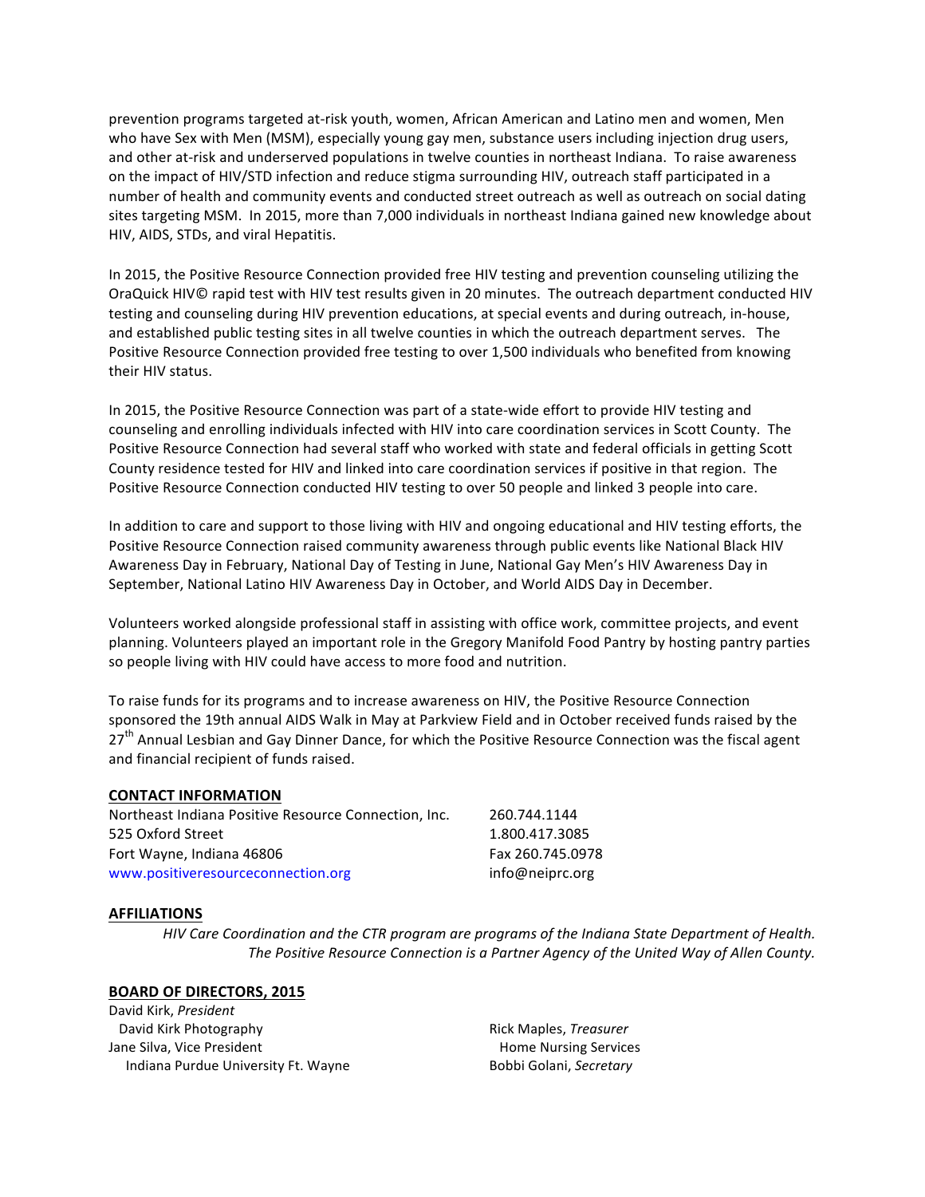prevention programs targeted at-risk youth, women, African American and Latino men and women, Men who have Sex with Men (MSM), especially young gay men, substance users including injection drug users, and other at-risk and underserved populations in twelve counties in northeast Indiana. To raise awareness on the impact of HIV/STD infection and reduce stigma surrounding HIV, outreach staff participated in a number of health and community events and conducted street outreach as well as outreach on social dating sites targeting MSM. In 2015, more than 7,000 individuals in northeast Indiana gained new knowledge about HIV, AIDS, STDs, and viral Hepatitis.

In 2015, the Positive Resource Connection provided free HIV testing and prevention counseling utilizing the OraQuick HIV© rapid test with HIV test results given in 20 minutes. The outreach department conducted HIV testing and counseling during HIV prevention educations, at special events and during outreach, in-house, and established public testing sites in all twelve counties in which the outreach department serves. The Positive Resource Connection provided free testing to over 1,500 individuals who benefited from knowing their HIV status.

In 2015, the Positive Resource Connection was part of a state-wide effort to provide HIV testing and counseling and enrolling individuals infected with HIV into care coordination services in Scott County. The Positive Resource Connection had several staff who worked with state and federal officials in getting Scott County residence tested for HIV and linked into care coordination services if positive in that region. The Positive Resource Connection conducted HIV testing to over 50 people and linked 3 people into care.

In addition to care and support to those living with HIV and ongoing educational and HIV testing efforts, the Positive Resource Connection raised community awareness through public events like National Black HIV Awareness Day in February, National Day of Testing in June, National Gay Men's HIV Awareness Day in September, National Latino HIV Awareness Day in October, and World AIDS Day in December.

Volunteers worked alongside professional staff in assisting with office work, committee projects, and event planning. Volunteers played an important role in the Gregory Manifold Food Pantry by hosting pantry parties so people living with HIV could have access to more food and nutrition.

To raise funds for its programs and to increase awareness on HIV, the Positive Resource Connection sponsored the 19th annual AIDS Walk in May at Parkview Field and in October received funds raised by the 27th Annual Lesbian and Gay Dinner Dance, for which the Positive Resource Connection was the fiscal agent and financial recipient of funds raised.

## CONTACT INFORMATION

Northeast Indiana Positive Resource Connection, Inc.
525 Oxford Street
Fort Wayne, Indiana 46806
www.positiveresourceconnection.org

260.744.1144
1.800.417.3085
Fax 260.745.0978
info@neiprc.org

## AFFILIATIONS

*HIV Care Coordination and the CTR program are programs of the Indiana State Department of Health.*
*The Positive Resource Connection is a Partner Agency of the United Way of Allen County.*

## BOARD OF DIRECTORS, 2015

David Kirk, *President*
David Kirk Photography

Jane Silva, Vice President
Indiana Purdue University Ft. Wayne

Rick Maples, *Treasurer*
Home Nursing Services

Bobbi Golani, *Secretary*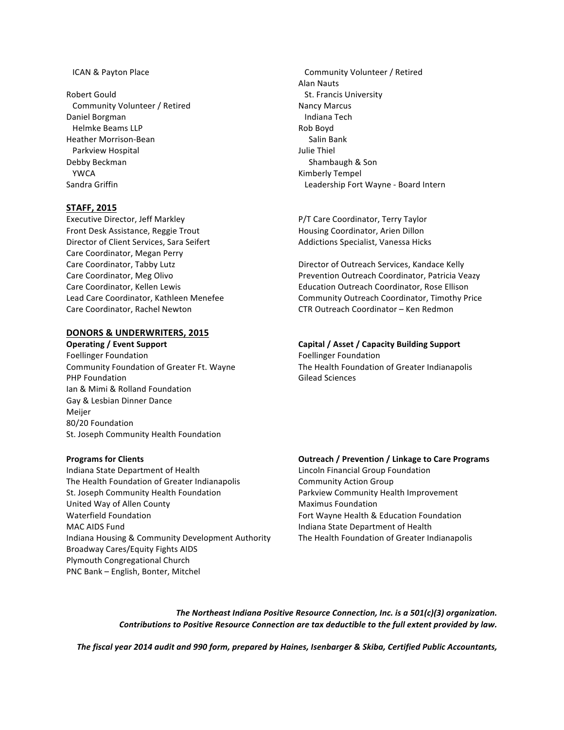ICAN & Payton Place

Robert Gould
Community Volunteer / Retired
Daniel Borgman
Helmke Beams LLP
Heather Morrison-Bean
Parkview Hospital
Debby Beckman
YWCA
Sandra Griffin
Community Volunteer / Retired
Alan Nauts
St. Francis University
Nancy Marcus
Indiana Tech
Rob Boyd
Salin Bank
Julie Thiel
Shambaugh & Son
Kimberly Tempel
Leadership Fort Wayne - Board Intern

## STAFF, 2015

Executive Director, Jeff Markley
Front Desk Assistance, Reggie Trout
Director of Client Services, Sara Seifert
Care Coordinator, Megan Perry
Care Coordinator, Tabby Lutz
Care Coordinator, Meg Olivo
Care Coordinator, Kellen Lewis
Lead Care Coordinator, Kathleen Menefee
Care Coordinator, Rachel Newton

P/T Care Coordinator, Terry Taylor
Housing Coordinator, Arien Dillon
Addictions Specialist, Vanessa Hicks

Director of Outreach Services, Kandace Kelly
Prevention Outreach Coordinator, Patricia Veazy
Education Outreach Coordinator, Rose Ellison
Community Outreach Coordinator, Timothy Price
CTR Outreach Coordinator – Ken Redmon

## DONORS & UNDERWRITERS, 2015

**Operating / Event Support**
Foellinger Foundation
Community Foundation of Greater Ft. Wayne
PHP Foundation
Ian & Mimi & Rolland Foundation
Gay & Lesbian Dinner Dance
Meijer
80/20 Foundation
St. Joseph Community Health Foundation

**Capital / Asset / Capacity Building Support**
Foellinger Foundation
The Health Foundation of Greater Indianapolis
Gilead Sciences

**Programs for Clients**
Indiana State Department of Health
The Health Foundation of Greater Indianapolis
St. Joseph Community Health Foundation
United Way of Allen County
Waterfield Foundation
MAC AIDS Fund
Indiana Housing & Community Development Authority
Broadway Cares/Equity Fights AIDS
Plymouth Congregational Church
PNC Bank – English, Bonter, Mitchel

**Outreach / Prevention / Linkage to Care Programs**
Lincoln Financial Group Foundation
Community Action Group
Parkview Community Health Improvement
Maximus Foundation
Fort Wayne Health & Education Foundation
Indiana State Department of Health
The Health Foundation of Greater Indianapolis

***The Northeast Indiana Positive Resource Connection, Inc. is a 501(c)(3) organization.***
***Contributions to Positive Resource Connection are tax deductible to the full extent provided by law.***

***The fiscal year 2014 audit and 990 form, prepared by Haines, Isenbarger & Skiba, Certified Public Accountants,***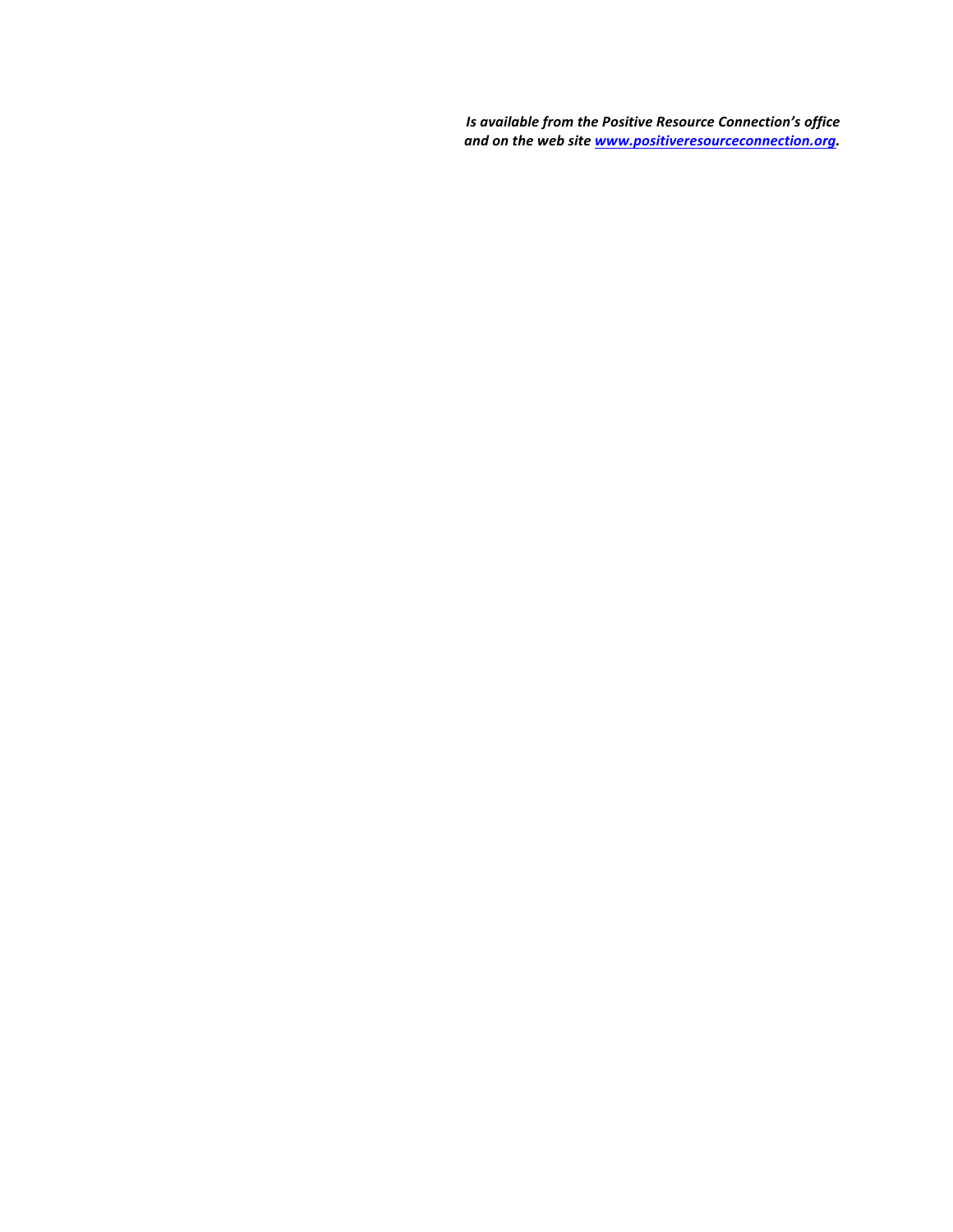***Is available from the Positive Resource Connection's office and on the web site [www.positiveresourceconnection.org](http://www.positiveresourceconnection.org).***